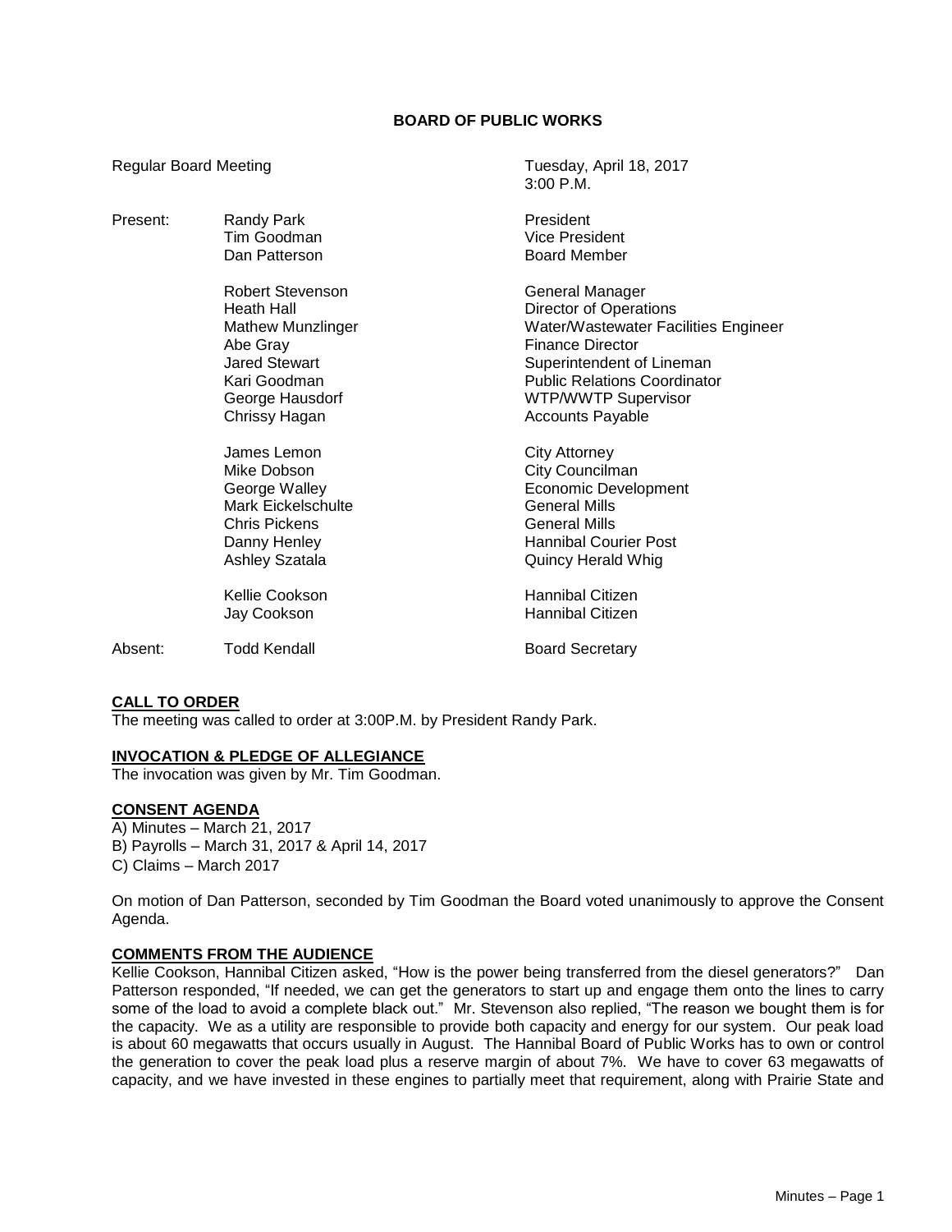**BOARD OF PUBLIC WORKS**

Regular Board Meeting — Tuesday, April 18, 2017, 3:00 P.M.

| | | |
|---|---|---|
| Present: | Randy Park | President |
| | Tim Goodman | Vice President |
| | Dan Patterson | Board Member |
| | | |
| | Robert Stevenson | General Manager |
| | Heath Hall | Director of Operations |
| | Mathew Munzlinger | Water/Wastewater Facilities Engineer |
| | Abe Gray | Finance Director |
| | Jared Stewart | Superintendent of Lineman |
| | Kari Goodman | Public Relations Coordinator |
| | George Hausdorf | WTP/WWTP Supervisor |
| | Chrissy Hagan | Accounts Payable |
| | | |
| | James Lemon | City Attorney |
| | Mike Dobson | City Councilman |
| | George Walley | Economic Development |
| | Mark Eickelschulte | General Mills |
| | Chris Pickens | General Mills |
| | Danny Henley | Hannibal Courier Post |
| | Ashley Szatala | Quincy Herald Whig |
| | | |
| | Kellie Cookson | Hannibal Citizen |
| | Jay Cookson | Hannibal Citizen |
| | | |
| Absent: | Todd Kendall | Board Secretary |

**CALL TO ORDER**

The meeting was called to order at 3:00P.M. by President Randy Park.

**INVOCATION & PLEDGE OF ALLEGIANCE**

The invocation was given by Mr. Tim Goodman.

**CONSENT AGENDA**

A) Minutes – March 21, 2017
B) Payrolls – March 31, 2017 & April 14, 2017
C) Claims – March 2017

On motion of Dan Patterson, seconded by Tim Goodman the Board voted unanimously to approve the Consent Agenda.

**COMMENTS FROM THE AUDIENCE**

Kellie Cookson, Hannibal Citizen asked, "How is the power being transferred from the diesel generators?" Dan Patterson responded, "If needed, we can get the generators to start up and engage them onto the lines to carry some of the load to avoid a complete black out." Mr. Stevenson also replied, "The reason we bought them is for the capacity. We as a utility are responsible to provide both capacity and energy for our system. Our peak load is about 60 megawatts that occurs usually in August. The Hannibal Board of Public Works has to own or control the generation to cover the peak load plus a reserve margin of about 7%. We have to cover 63 megawatts of capacity, and we have invested in these engines to partially meet that requirement, along with Prairie State and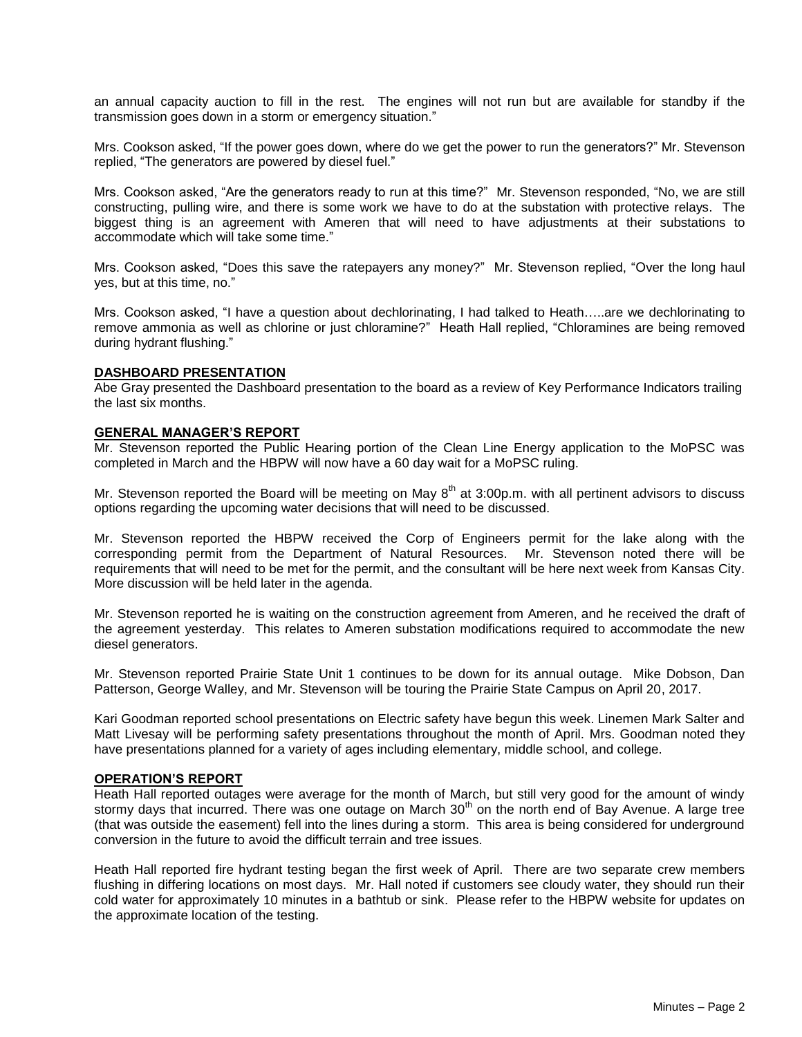an annual capacity auction to fill in the rest. The engines will not run but are available for standby if the transmission goes down in a storm or emergency situation."

Mrs. Cookson asked, "If the power goes down, where do we get the power to run the generators?" Mr. Stevenson replied, "The generators are powered by diesel fuel."

Mrs. Cookson asked, "Are the generators ready to run at this time?" Mr. Stevenson responded, "No, we are still constructing, pulling wire, and there is some work we have to do at the substation with protective relays. The biggest thing is an agreement with Ameren that will need to have adjustments at their substations to accommodate which will take some time."

Mrs. Cookson asked, "Does this save the ratepayers any money?" Mr. Stevenson replied, "Over the long haul yes, but at this time, no."

Mrs. Cookson asked, "I have a question about dechlorinating, I had talked to Heath…..are we dechlorinating to remove ammonia as well as chlorine or just chloramine?" Heath Hall replied, "Chloramines are being removed during hydrant flushing."

**DASHBOARD PRESENTATION**

Abe Gray presented the Dashboard presentation to the board as a review of Key Performance Indicators trailing the last six months.

**GENERAL MANAGER'S REPORT**

Mr. Stevenson reported the Public Hearing portion of the Clean Line Energy application to the MoPSC was completed in March and the HBPW will now have a 60 day wait for a MoPSC ruling.

Mr. Stevenson reported the Board will be meeting on May 8th at 3:00p.m. with all pertinent advisors to discuss options regarding the upcoming water decisions that will need to be discussed.

Mr. Stevenson reported the HBPW received the Corp of Engineers permit for the lake along with the corresponding permit from the Department of Natural Resources. Mr. Stevenson noted there will be requirements that will need to be met for the permit, and the consultant will be here next week from Kansas City. More discussion will be held later in the agenda.

Mr. Stevenson reported he is waiting on the construction agreement from Ameren, and he received the draft of the agreement yesterday. This relates to Ameren substation modifications required to accommodate the new diesel generators.

Mr. Stevenson reported Prairie State Unit 1 continues to be down for its annual outage. Mike Dobson, Dan Patterson, George Walley, and Mr. Stevenson will be touring the Prairie State Campus on April 20, 2017.

Kari Goodman reported school presentations on Electric safety have begun this week. Linemen Mark Salter and Matt Livesay will be performing safety presentations throughout the month of April. Mrs. Goodman noted they have presentations planned for a variety of ages including elementary, middle school, and college.

**OPERATION'S REPORT**

Heath Hall reported outages were average for the month of March, but still very good for the amount of windy stormy days that incurred. There was one outage on March 30th on the north end of Bay Avenue. A large tree (that was outside the easement) fell into the lines during a storm. This area is being considered for underground conversion in the future to avoid the difficult terrain and tree issues.

Heath Hall reported fire hydrant testing began the first week of April. There are two separate crew members flushing in differing locations on most days. Mr. Hall noted if customers see cloudy water, they should run their cold water for approximately 10 minutes in a bathtub or sink. Please refer to the HBPW website for updates on the approximate location of the testing.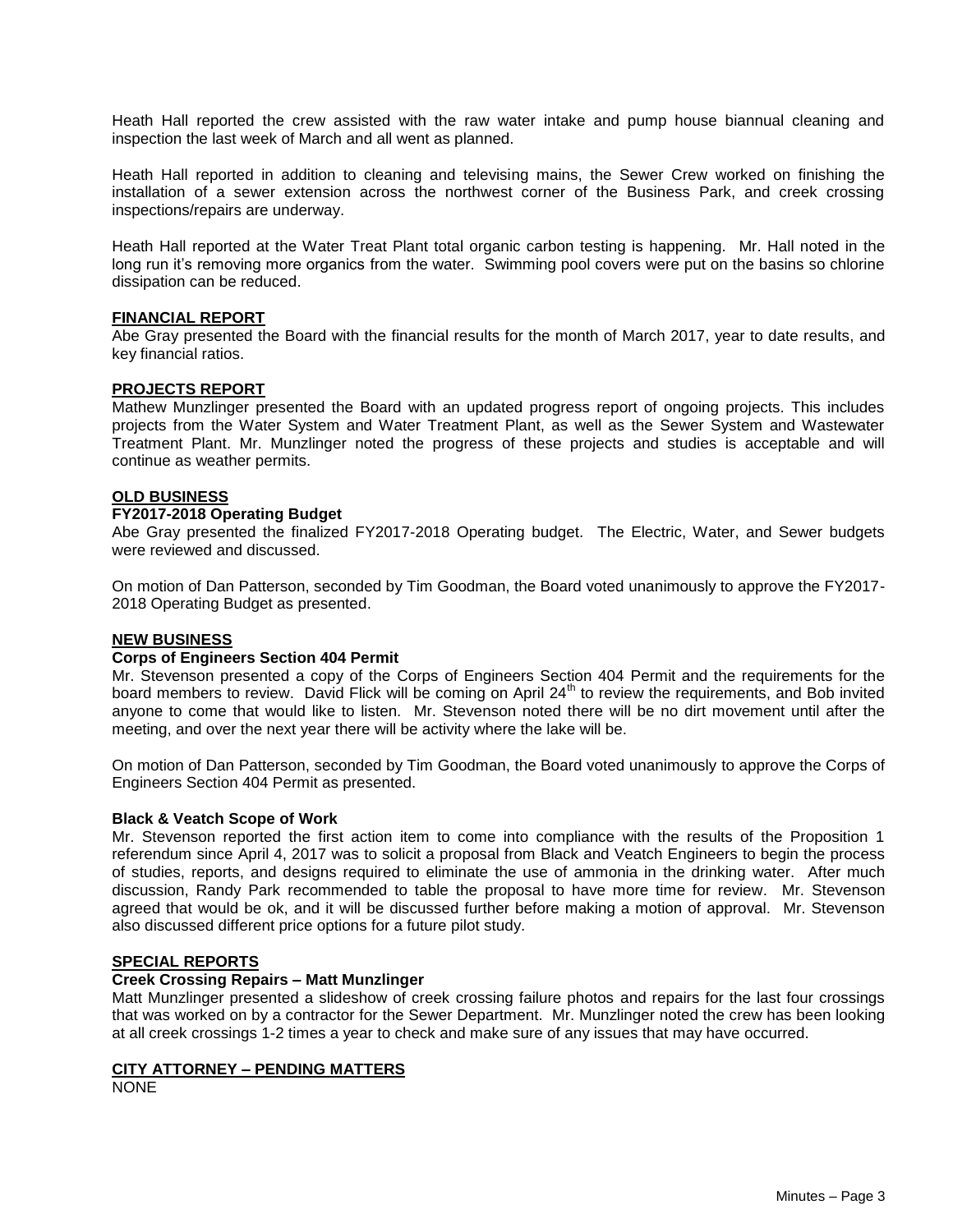Heath Hall reported the crew assisted with the raw water intake and pump house biannual cleaning and inspection the last week of March and all went as planned.

Heath Hall reported in addition to cleaning and televising mains, the Sewer Crew worked on finishing the installation of a sewer extension across the northwest corner of the Business Park, and creek crossing inspections/repairs are underway.

Heath Hall reported at the Water Treat Plant total organic carbon testing is happening. Mr. Hall noted in the long run it's removing more organics from the water. Swimming pool covers were put on the basins so chlorine dissipation can be reduced.

**FINANCIAL REPORT**

Abe Gray presented the Board with the financial results for the month of March 2017, year to date results, and key financial ratios.

**PROJECTS REPORT**

Mathew Munzlinger presented the Board with an updated progress report of ongoing projects. This includes projects from the Water System and Water Treatment Plant, as well as the Sewer System and Wastewater Treatment Plant. Mr. Munzlinger noted the progress of these projects and studies is acceptable and will continue as weather permits.

**OLD BUSINESS**

**FY2017-2018 Operating Budget**

Abe Gray presented the finalized FY2017-2018 Operating budget. The Electric, Water, and Sewer budgets were reviewed and discussed.

On motion of Dan Patterson, seconded by Tim Goodman, the Board voted unanimously to approve the FY2017-2018 Operating Budget as presented.

**NEW BUSINESS**

**Corps of Engineers Section 404 Permit**

Mr. Stevenson presented a copy of the Corps of Engineers Section 404 Permit and the requirements for the board members to review. David Flick will be coming on April 24th to review the requirements, and Bob invited anyone to come that would like to listen. Mr. Stevenson noted there will be no dirt movement until after the meeting, and over the next year there will be activity where the lake will be.

On motion of Dan Patterson, seconded by Tim Goodman, the Board voted unanimously to approve the Corps of Engineers Section 404 Permit as presented.

**Black & Veatch Scope of Work**

Mr. Stevenson reported the first action item to come into compliance with the results of the Proposition 1 referendum since April 4, 2017 was to solicit a proposal from Black and Veatch Engineers to begin the process of studies, reports, and designs required to eliminate the use of ammonia in the drinking water. After much discussion, Randy Park recommended to table the proposal to have more time for review. Mr. Stevenson agreed that would be ok, and it will be discussed further before making a motion of approval. Mr. Stevenson also discussed different price options for a future pilot study.

**SPECIAL REPORTS**

**Creek Crossing Repairs – Matt Munzlinger**

Matt Munzlinger presented a slideshow of creek crossing failure photos and repairs for the last four crossings that was worked on by a contractor for the Sewer Department. Mr. Munzlinger noted the crew has been looking at all creek crossings 1-2 times a year to check and make sure of any issues that may have occurred.

**CITY ATTORNEY – PENDING MATTERS**

NONE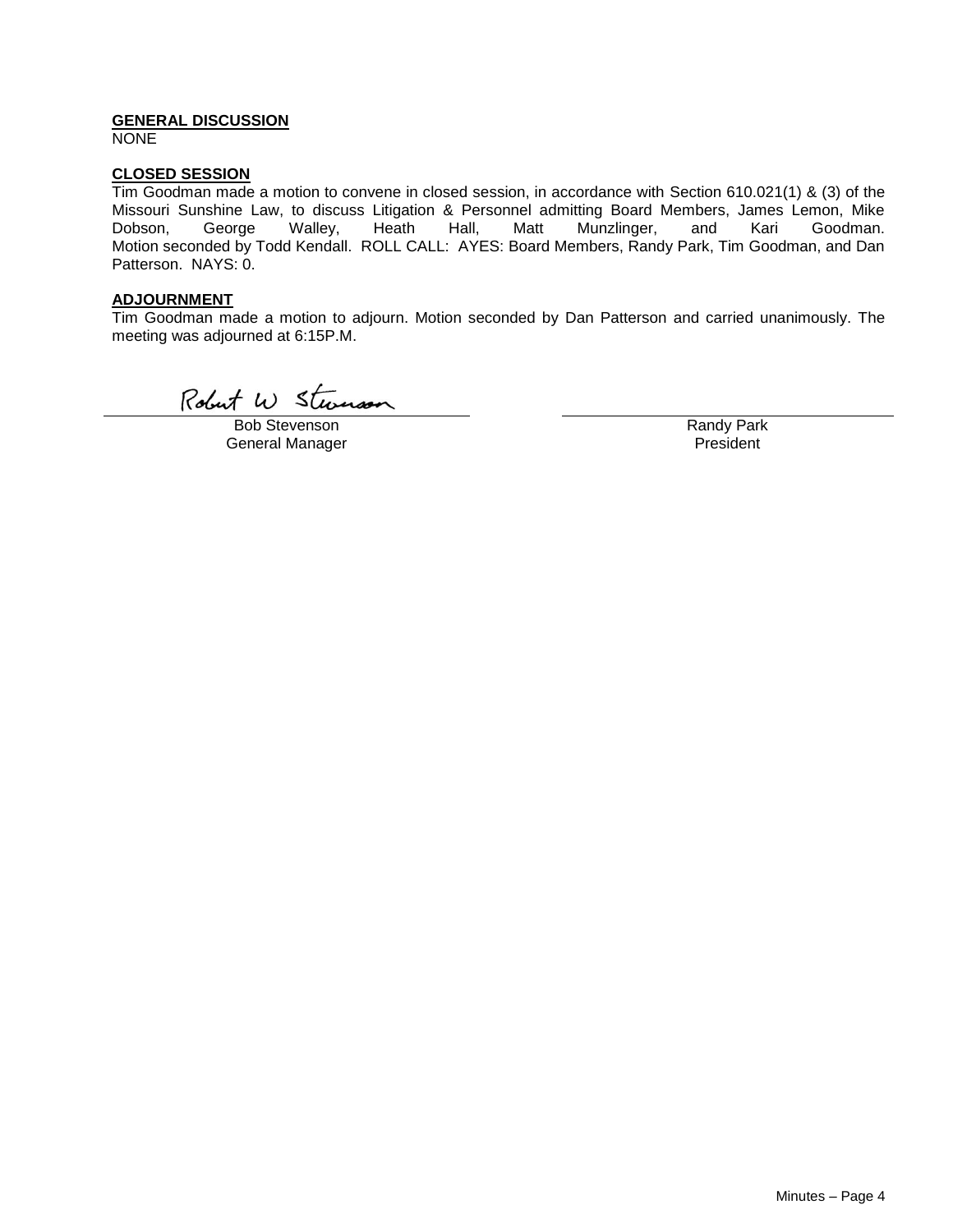**GENERAL DISCUSSION**

NONE

**CLOSED SESSION**

Tim Goodman made a motion to convene in closed session, in accordance with Section 610.021(1) & (3) of the Missouri Sunshine Law, to discuss Litigation & Personnel admitting Board Members, James Lemon, Mike Dobson, George Walley, Heath Hall, Matt Munzlinger, and Kari Goodman. Motion seconded by Todd Kendall. ROLL CALL: AYES: Board Members, Randy Park, Tim Goodman, and Dan Patterson. NAYS: 0.

**ADJOURNMENT**

Tim Goodman made a motion to adjourn. Motion seconded by Dan Patterson and carried unanimously. The meeting was adjourned at 6:15P.M.

Robert W Stevenson

Bob Stevenson
General Manager

Randy Park
President